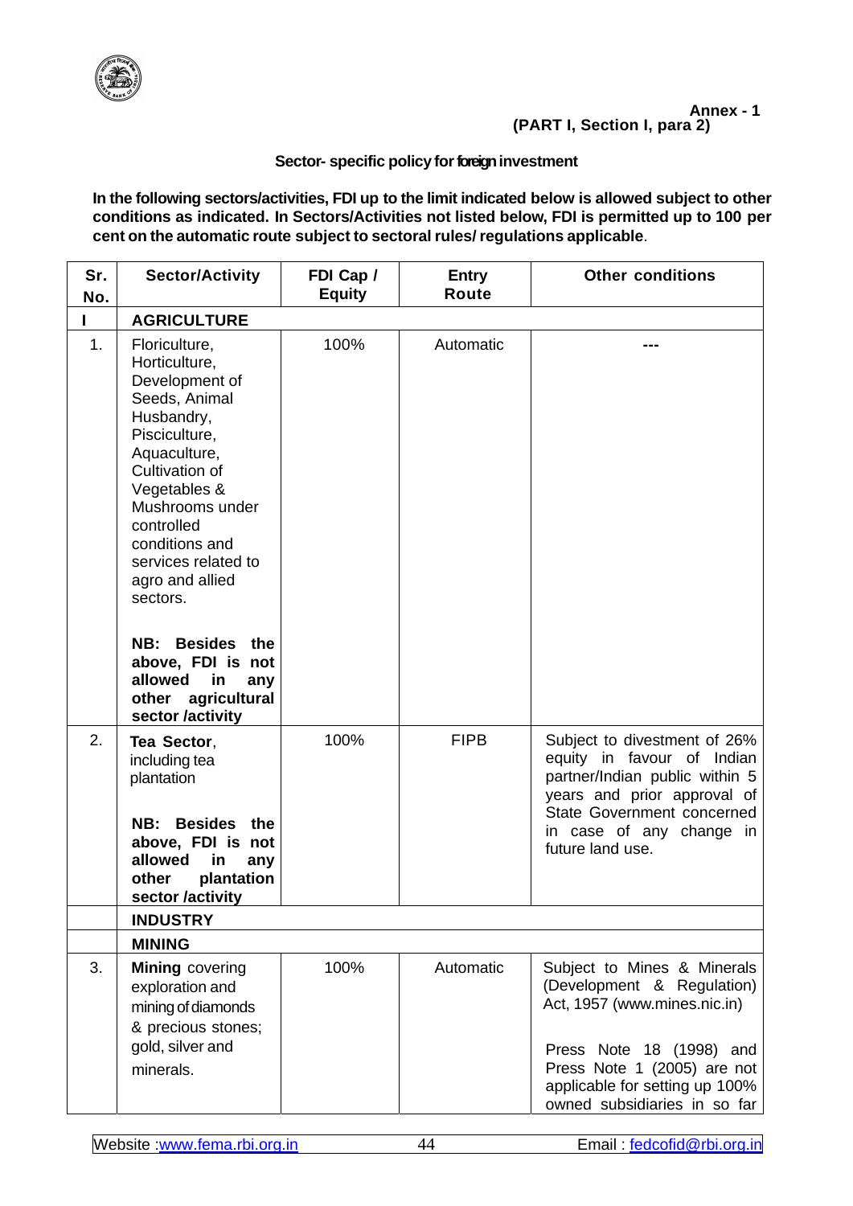**Annex - 1**
**(PART I, Section I, para 2)**

**Sector- specific policy for foreign investment**

**In the following sectors/activities, FDI up to the limit indicated below is allowed subject to other conditions as indicated. In Sectors/Activities not listed below, FDI is permitted up to 100 per cent on the automatic route subject to sectoral rules/ regulations applicable**.

| Sr. No. | Sector/Activity | FDI Cap / Equity | Entry Route | Other conditions |
|---|---|---|---|---|
| **I** | **AGRICULTURE** | | | |
| 1. | Floriculture, Horticulture, Development of Seeds, Animal Husbandry, Pisciculture, Aquaculture, Cultivation of Vegetables & Mushrooms under controlled conditions and services related to agro and allied sectors.<br><br>**NB: Besides the above, FDI is not allowed in any other agricultural sector /activity** | 100% | Automatic | --- |
| 2. | **Tea Sector**, including tea plantation<br><br>**NB: Besides the above, FDI is not allowed in any other plantation sector /activity** | 100% | FIPB | Subject to divestment of 26% equity in favour of Indian partner/Indian public within 5 years and prior approval of State Government concerned in case of any change in future land use. |
| | **INDUSTRY** | | | |
| | **MINING** | | | |
| 3. | **Mining** covering exploration and mining of diamonds & precious stones; gold, silver and minerals. | 100% | Automatic | Subject to Mines & Minerals (Development & Regulation) Act, 1957 (www.mines.nic.in)<br><br>Press Note 18 (1998) and Press Note 1 (2005) are not applicable for setting up 100% owned subsidiaries in so far |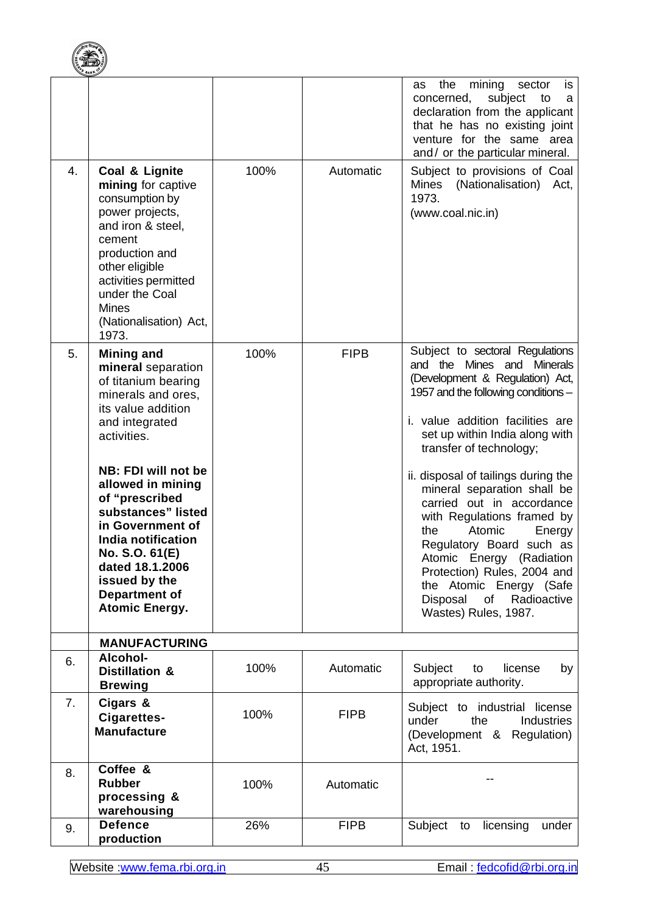| | | | | |
|---|---|---|---|---|
| | | | | as the mining sector is concerned, subject to a declaration from the applicant that he has no existing joint venture for the same area and/ or the particular mineral. |
| 4. | **Coal & Lignite mining** for captive consumption by power projects, and iron & steel, cement production and other eligible activities permitted under the Coal Mines (Nationalisation) Act, 1973. | 100% | Automatic | Subject to provisions of Coal Mines (Nationalisation) Act, 1973. (www.coal.nic.in) |
| 5. | **Mining and mineral** separation of titanium bearing minerals and ores, its value addition and integrated activities. **NB: FDI will not be allowed in mining of "prescribed substances" listed in Government of India notification No. S.O. 61(E) dated 18.1.2006 issued by the Department of Atomic Energy.** | 100% | FIPB | Subject to sectoral Regulations and the Mines and Minerals (Development & Regulation) Act, 1957 and the following conditions – i. value addition facilities are set up within India along with transfer of technology; ii. disposal of tailings during the mineral separation shall be carried out in accordance with Regulations framed by the Atomic Energy Regulatory Board such as Atomic Energy (Radiation Protection) Rules, 2004 and the Atomic Energy (Safe Disposal of Radioactive Wastes) Rules, 1987. |
| | **MANUFACTURING** | | | |
| 6. | **Alcohol- Distillation & Brewing** | 100% | Automatic | Subject to license by appropriate authority. |
| 7. | **Cigars & Cigarettes- Manufacture** | 100% | FIPB | Subject to industrial license under the Industries (Development & Regulation) Act, 1951. |
| 8. | **Coffee & Rubber processing & warehousing** | 100% | Automatic | -- |
| 9. | **Defence production** | 26% | FIPB | Subject to licensing under |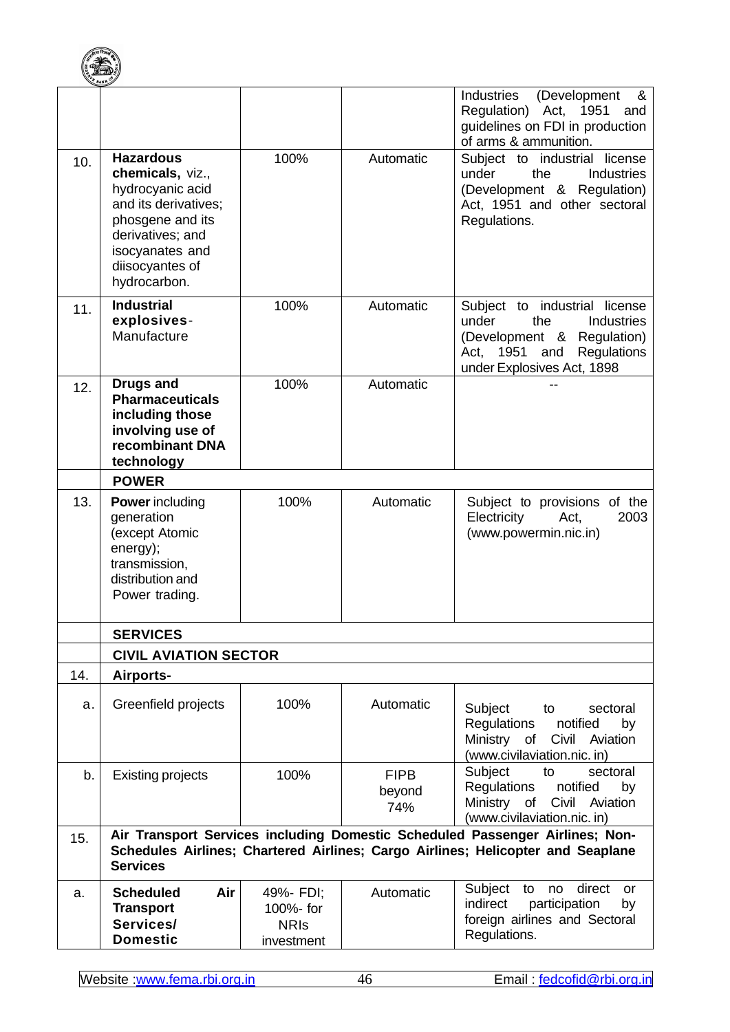| | | | | |
|---|---|---|---|---|
| | | | | Industries (Development & Regulation) Act, 1951 and guidelines on FDI in production of arms & ammunition. |
| 10. | **Hazardous chemicals,** viz., hydrocyanic acid and its derivatives; phosgene and its derivatives; and isocyanates and diisocyantes of hydrocarbon. | 100% | Automatic | Subject to industrial license under the Industries (Development & Regulation) Act, 1951 and other sectoral Regulations. |
| 11. | **Industrial explosives**- Manufacture | 100% | Automatic | Subject to industrial license under the Industries (Development & Regulation) Act, 1951 and Regulations under Explosives Act, 1898 |
| 12. | **Drugs and Pharmaceuticals including those involving use of recombinant DNA technology** | 100% | Automatic | -- |
| | **POWER** | | | |
| 13. | **Power** including generation (except Atomic energy); transmission, distribution and Power trading. | 100% | Automatic | Subject to provisions of the Electricity Act, 2003 (www.powermin.nic.in) |
| | **SERVICES** | | | |
| | **CIVIL AVIATION SECTOR** | | | |
| 14. | **Airports-** | | | |
| a. | Greenfield projects | 100% | Automatic | Subject to sectoral Regulations notified by Ministry of Civil Aviation (www.civilaviation.nic. in) |
| b. | Existing projects | 100% | FIPB beyond 74% | Subject to sectoral Regulations notified by Ministry of Civil Aviation (www.civilaviation.nic. in) |
| 15. | **Air Transport Services including Domestic Scheduled Passenger Airlines; Non-Schedules Airlines; Chartered Airlines; Cargo Airlines; Helicopter and Seaplane Services** | | | |
| a. | **Scheduled Air Transport Services/ Domestic** | 49%- FDI; 100%- for NRIs investment | Automatic | Subject to no direct or indirect participation by foreign airlines and Sectoral Regulations. |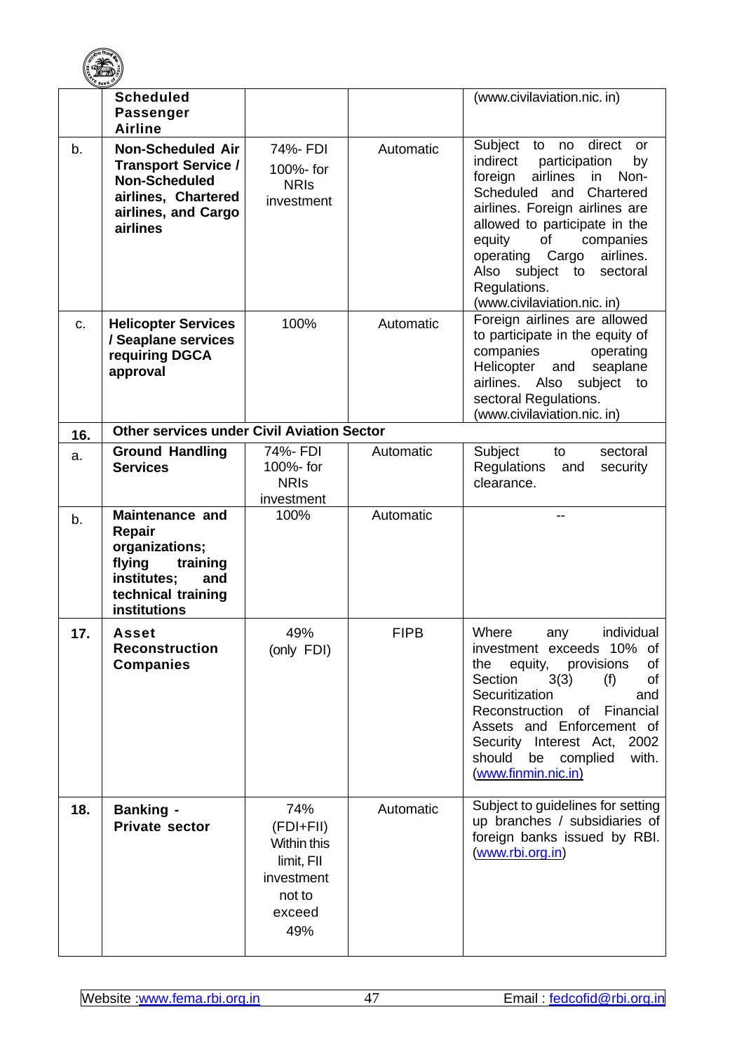|  |  |  |  |  |
|---|---|---|---|---|
|  | **Scheduled Passenger Airline** |  |  | (www.civilaviation.nic. in) |
| b. | **Non-Scheduled Air Transport Service / Non-Scheduled airlines, Chartered airlines, and Cargo airlines** | 74%- FDI 100%- for NRIs investment | Automatic | Subject to no direct or indirect participation by foreign airlines in Non-Scheduled and Chartered airlines. Foreign airlines are allowed to participate in the equity of companies operating Cargo airlines. Also subject to sectoral Regulations. (www.civilaviation.nic. in) |
| c. | **Helicopter Services / Seaplane services requiring DGCA approval** | 100% | Automatic | Foreign airlines are allowed to participate in the equity of companies operating Helicopter and seaplane airlines. Also subject to sectoral Regulations. (www.civilaviation.nic. in) |
| **16.** | **Other services under Civil Aviation Sector** |  |  |  |
| a. | **Ground Handling Services** | 74%- FDI 100%- for NRIs investment | Automatic | Subject to sectoral Regulations and security clearance. |
| b. | **Maintenance and Repair organizations; flying training institutes; and technical training institutions** | 100% | Automatic | -- |
| **17.** | **Asset Reconstruction Companies** | 49% (only FDI) | FIPB | Where any individual investment exceeds 10% of the equity, provisions of Section 3(3) (f) of Securitization and Reconstruction of Financial Assets and Enforcement of Security Interest Act, 2002 should be complied with. (www.finmin.nic.in) |
| **18.** | **Banking - Private sector** | 74% (FDI+FII) Within this limit, FII investment not to exceed 49% | Automatic | Subject to guidelines for setting up branches / subsidiaries of foreign banks issued by RBI. (www.rbi.org.in) |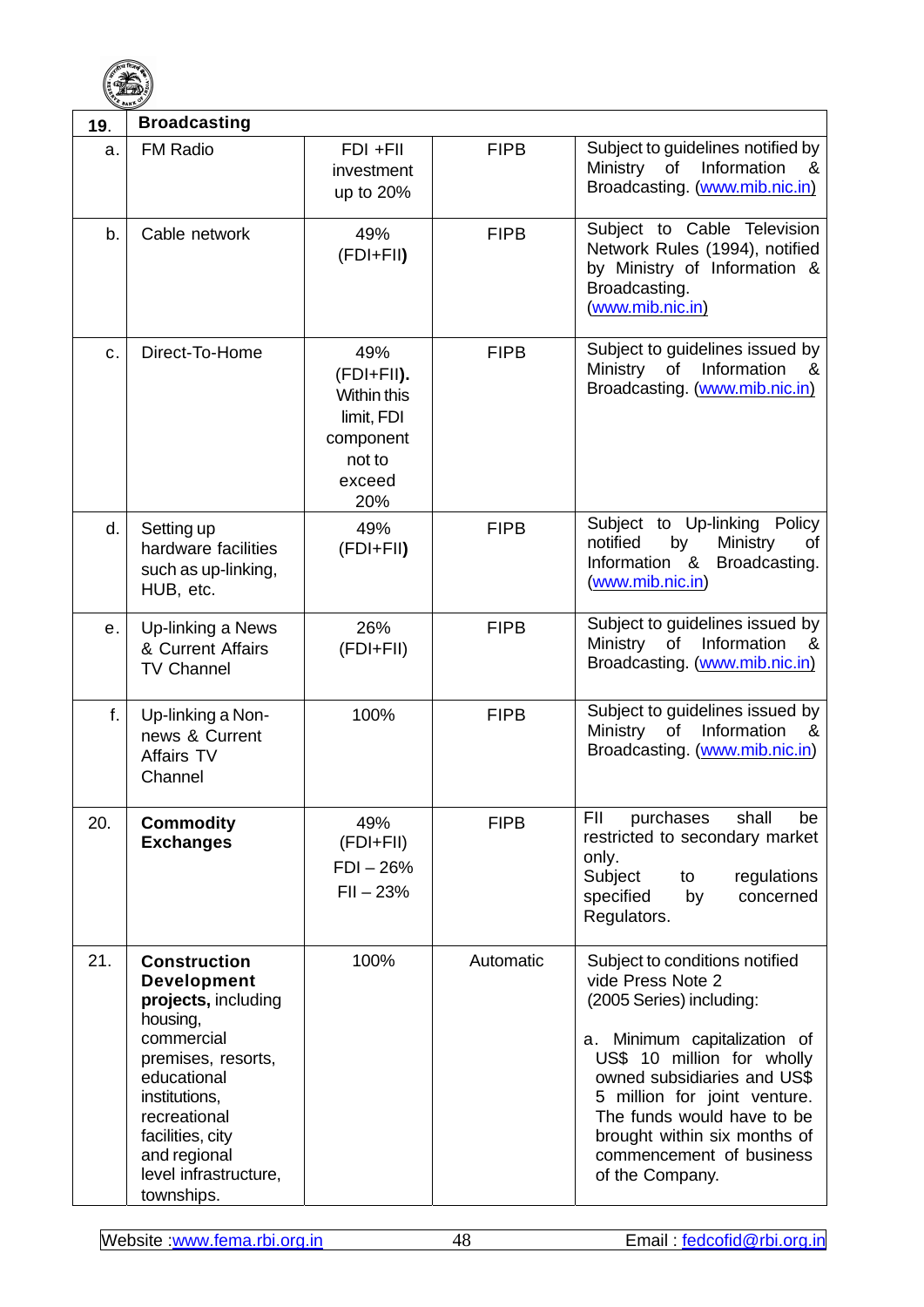| | | | | |
|---|---|---|---|---|
| **19.** | **Broadcasting** | | | |
| a. | FM Radio | FDI +FII investment up to 20% | FIPB | Subject to guidelines notified by Ministry of Information & Broadcasting. (www.mib.nic.in) |
| b. | Cable network | 49% (FDI+FII**)** | FIPB | Subject to Cable Television Network Rules (1994), notified by Ministry of Information & Broadcasting. (www.mib.nic.in) |
| c. | Direct-To-Home | 49% (FDI+FII**).** Within this limit, FDI component not to exceed 20% | FIPB | Subject to guidelines issued by Ministry of Information & Broadcasting. (www.mib.nic.in) |
| d. | Setting up hardware facilities such as up-linking, HUB, etc. | 49% (FDI+FII**)** | FIPB | Subject to Up-linking Policy notified by Ministry of Information & Broadcasting. (www.mib.nic.in) |
| e. | Up-linking a News & Current Affairs TV Channel | 26% (FDI+FII) | FIPB | Subject to guidelines issued by Ministry of Information & Broadcasting. (www.mib.nic.in) |
| f. | Up-linking a Non-news & Current Affairs TV Channel | 100% | FIPB | Subject to guidelines issued by Ministry of Information & Broadcasting. (www.mib.nic.in) |
| 20. | **Commodity Exchanges** | 49% (FDI+FII) FDI – 26% FII – 23% | FIPB | FII purchases shall be restricted to secondary market only. Subject to regulations specified by concerned Regulators. |
| 21. | **Construction Development projects,** including housing, commercial premises, resorts, educational institutions, recreational facilities, city and regional level infrastructure, townships. | 100% | Automatic | Subject to conditions notified vide Press Note 2 (2005 Series) including: a. Minimum capitalization of US$ 10 million for wholly owned subsidiaries and US$ 5 million for joint venture. The funds would have to be brought within six months of commencement of business of the Company. |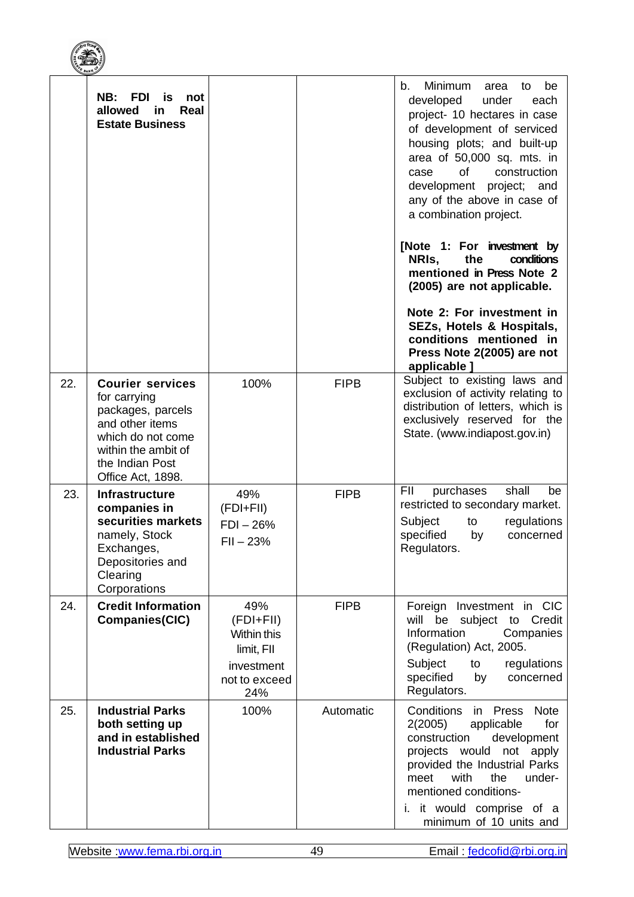| | | | | |
|---|---|---|---|---|
| | **NB: FDI is not allowed in Real Estate Business** | | | b. Minimum area to be developed under each project- 10 hectares in case of development of serviced housing plots; and built-up area of 50,000 sq. mts. in case of construction development project; and any of the above in case of a combination project.<br><br>**[Note 1: For investment by NRIs, the conditions mentioned in Press Note 2 (2005) are not applicable.**<br><br>**Note 2: For investment in SEZs, Hotels & Hospitals, conditions mentioned in Press Note 2(2005) are not applicable ]** |
| 22. | **Courier services** for carrying packages, parcels and other items which do not come within the ambit of the Indian Post Office Act, 1898. | 100% | FIPB | Subject to existing laws and exclusion of activity relating to distribution of letters, which is exclusively reserved for the State. (www.indiapost.gov.in) |
| 23. | **Infrastructure companies in securities markets** namely, Stock Exchanges, Depositories and Clearing Corporations | 49% (FDI+FII)<br>FDI – 26%<br>FII – 23% | FIPB | FII purchases shall be restricted to secondary market.<br>Subject to regulations specified by concerned Regulators. |
| 24. | **Credit Information Companies(CIC)** | 49% (FDI+FII) Within this limit, FII investment not to exceed 24% | FIPB | Foreign Investment in CIC will be subject to Credit Information Companies (Regulation) Act, 2005.<br>Subject to regulations specified by concerned Regulators. |
| 25. | **Industrial Parks both setting up and in established Industrial Parks** | 100% | Automatic | Conditions in Press Note 2(2005) applicable for construction development projects would not apply provided the Industrial Parks meet with the under-mentioned conditions-<br>i. it would comprise of a minimum of 10 units and |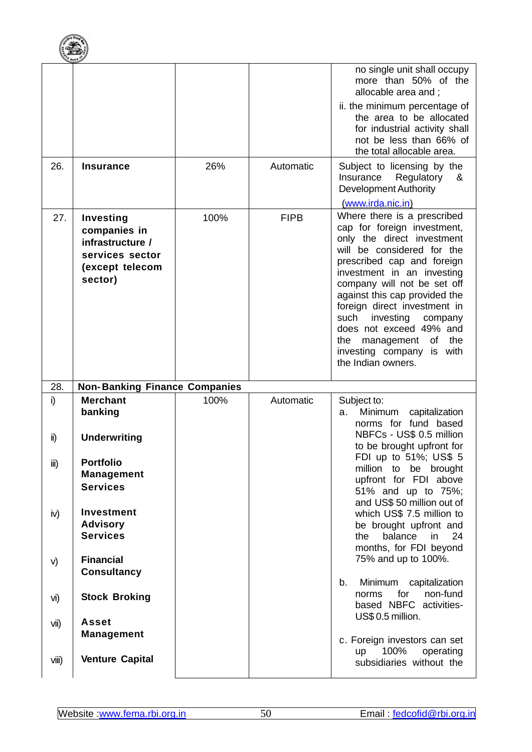| | | | | |
|---|---|---|---|---|
| | | | | no single unit shall occupy more than 50% of the allocable area and ; <br> ii. the minimum percentage of the area to be allocated for industrial activity shall not be less than 66% of the total allocable area. |
| 26. | **Insurance** | 26% | Automatic | Subject to licensing by the Insurance Regulatory & Development Authority (www.irda.nic.in) |
| 27. | **Investing companies in infrastructure / services sector (except telecom sector)** | 100% | FIPB | Where there is a prescribed cap for foreign investment, only the direct investment will be considered for the prescribed cap and foreign investment in an investing company will not be set off against this cap provided the foreign direct investment in such investing company does not exceed 49% and the management of the investing company is with the Indian owners. |
| 28. | **Non-Banking Finance Companies** | | | |
| i) <br> ii) <br> iii) <br> iv) <br> v) <br> vi) <br> vii) <br> viii) | **Merchant banking** <br> **Underwriting** <br> **Portfolio Management Services** <br> **Investment Advisory Services** <br> **Financial Consultancy** <br> **Stock Broking** <br> **Asset Management** <br> **Venture Capital** | 100% | Automatic | Subject to: <br> a. Minimum capitalization norms for fund based NBFCs - US$ 0.5 million to be brought upfront for FDI up to 51%; US$ 5 million to be brought upfront for FDI above 51% and up to 75%; and US$ 50 million out of which US$ 7.5 million to be brought upfront and the balance in 24 months, for FDI beyond 75% and up to 100%. <br> b. Minimum capitalization norms for non-fund based NBFC activities- US$ 0.5 million. <br> c. Foreign investors can set up 100% operating subsidiaries without the |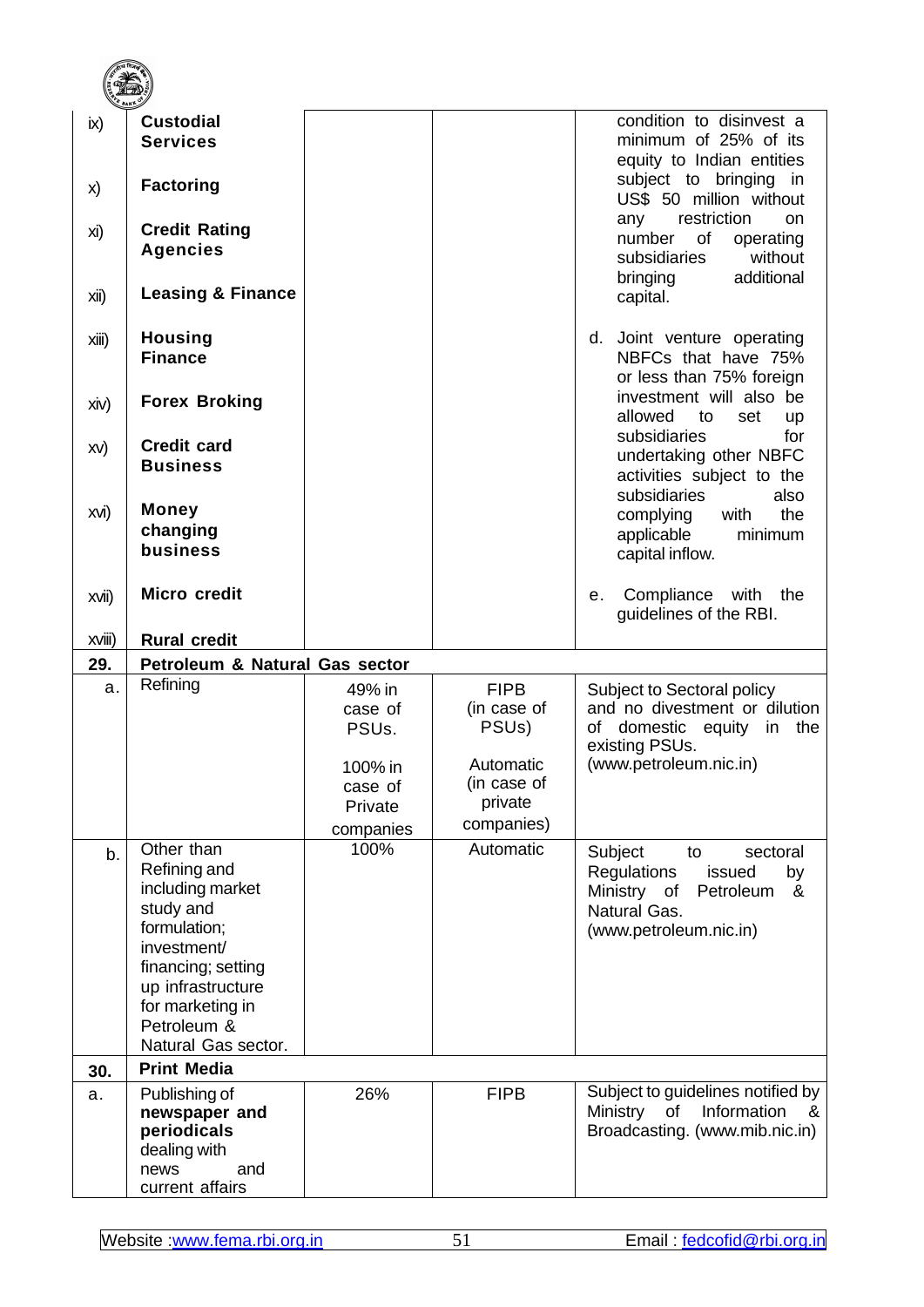| | | | | |
|---|---|---|---|---|
| ix) | **Custodial Services** | | | condition to disinvest a minimum of 25% of its equity to Indian entities subject to bringing in US$ 50 million without any restriction on number of operating subsidiaries without bringing additional capital. |
| x) | **Factoring** | | | |
| xi) | **Credit Rating Agencies** | | | |
| xii) | **Leasing & Finance** | | | |
| xiii) | **Housing Finance** | | | d. Joint venture operating NBFCs that have 75% or less than 75% foreign investment will also be allowed to set up subsidiaries for undertaking other NBFC activities subject to the subsidiaries also complying with the applicable minimum capital inflow. |
| xiv) | **Forex Broking** | | | |
| xv) | **Credit card Business** | | | |
| xvi) | **Money changing business** | | | |
| xvii) | **Micro credit** | | | e. Compliance with the guidelines of the RBI. |
| xviii) | **Rural credit** | | | |
| **29.** | **Petroleum & Natural Gas sector** | | | |
| a. | Refining | 49% in case of PSUs.<br><br>100% in case of Private companies | FIPB (in case of PSUs)<br><br>Automatic (in case of private companies) | Subject to Sectoral policy and no divestment or dilution of domestic equity in the existing PSUs. (www.petroleum.nic.in) |
| b. | Other than Refining and including market study and formulation; investment/ financing; setting up infrastructure for marketing in Petroleum & Natural Gas sector. | 100% | Automatic | Subject to sectoral Regulations issued by Ministry of Petroleum & Natural Gas. (www.petroleum.nic.in) |
| **30.** | **Print Media** | | | |
| a. | Publishing of **newspaper and periodicals** dealing with news and current affairs | 26% | FIPB | Subject to guidelines notified by Ministry of Information & Broadcasting. (www.mib.nic.in) |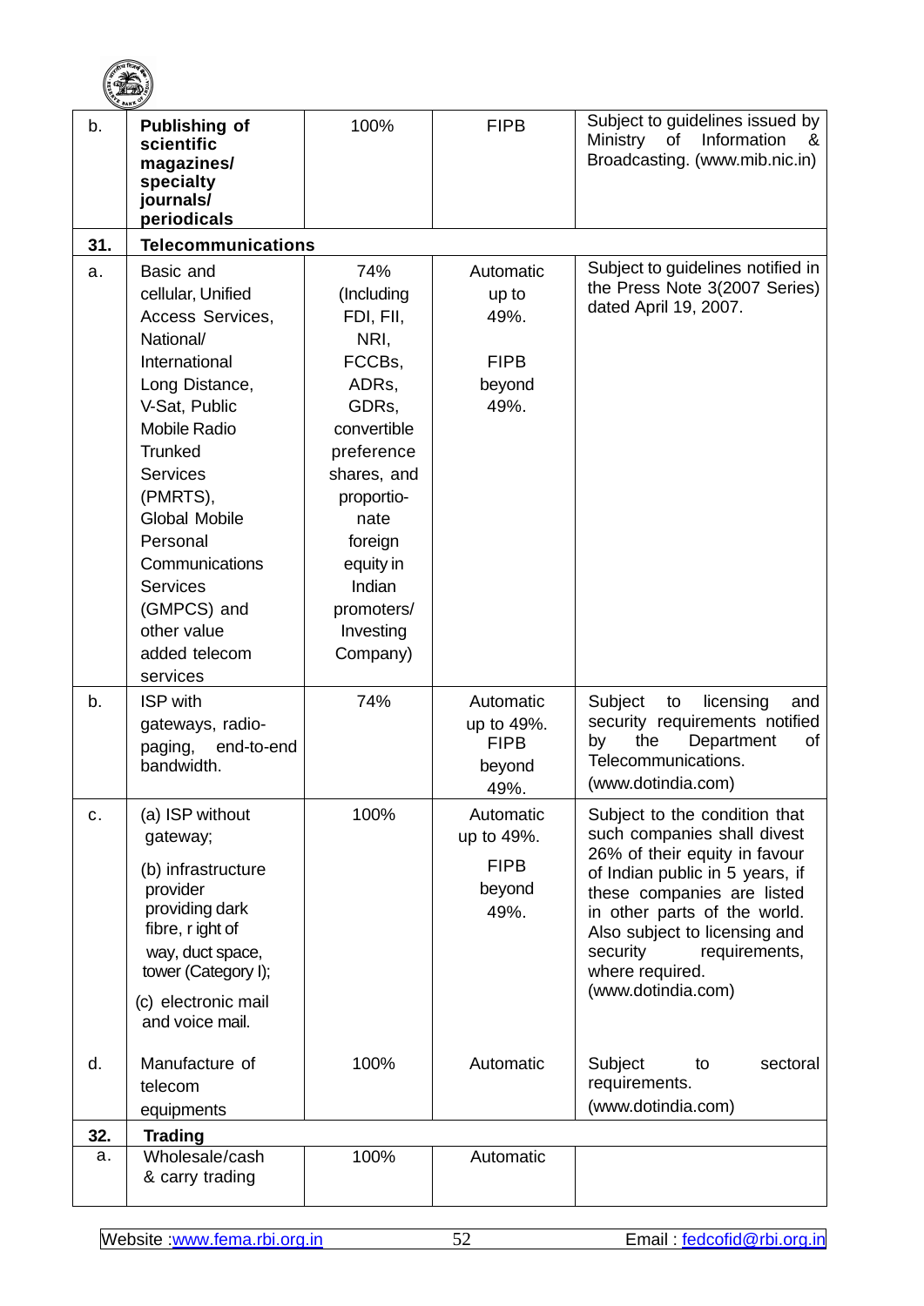| | | | | |
|---|---|---|---|---|
| b. | **Publishing of scientific magazines/ specialty journals/ periodicals** | 100% | FIPB | Subject to guidelines issued by Ministry of Information & Broadcasting. (www.mib.nic.in) |
| **31.** | **Telecommunications** | | | |
| a. | Basic and cellular, Unified Access Services, National/ International Long Distance, V-Sat, Public Mobile Radio Trunked Services (PMRTS), Global Mobile Personal Communications Services (GMPCS) and other value added telecom services | 74% (Including FDI, FII, NRI, FCCBs, ADRs, GDRs, convertible preference shares, and proportio-nate foreign equity in Indian promoters/ Investing Company) | Automatic up to 49%. FIPB beyond 49%. | Subject to guidelines notified in the Press Note 3(2007 Series) dated April 19, 2007. |
| b. | ISP with gateways, radio-paging, end-to-end bandwidth. | 74% | Automatic up to 49%. FIPB beyond 49%. | Subject to licensing and security requirements notified by the Department of Telecommunications. (www.dotindia.com) |
| c. | (a) ISP without gateway; (b) infrastructure provider providing dark fibre, r ight of way, duct space, tower (Category I); (c) electronic mail and voice mail. | 100% | Automatic up to 49%. FIPB beyond 49%. | Subject to the condition that such companies shall divest 26% of their equity in favour of Indian public in 5 years, if these companies are listed in other parts of the world. Also subject to licensing and security requirements, where required. (www.dotindia.com) |
| d. | Manufacture of telecom equipments | 100% | Automatic | Subject to sectoral requirements. (www.dotindia.com) |
| **32.** | **Trading** | | | |
| a. | Wholesale/cash & carry trading | 100% | Automatic | |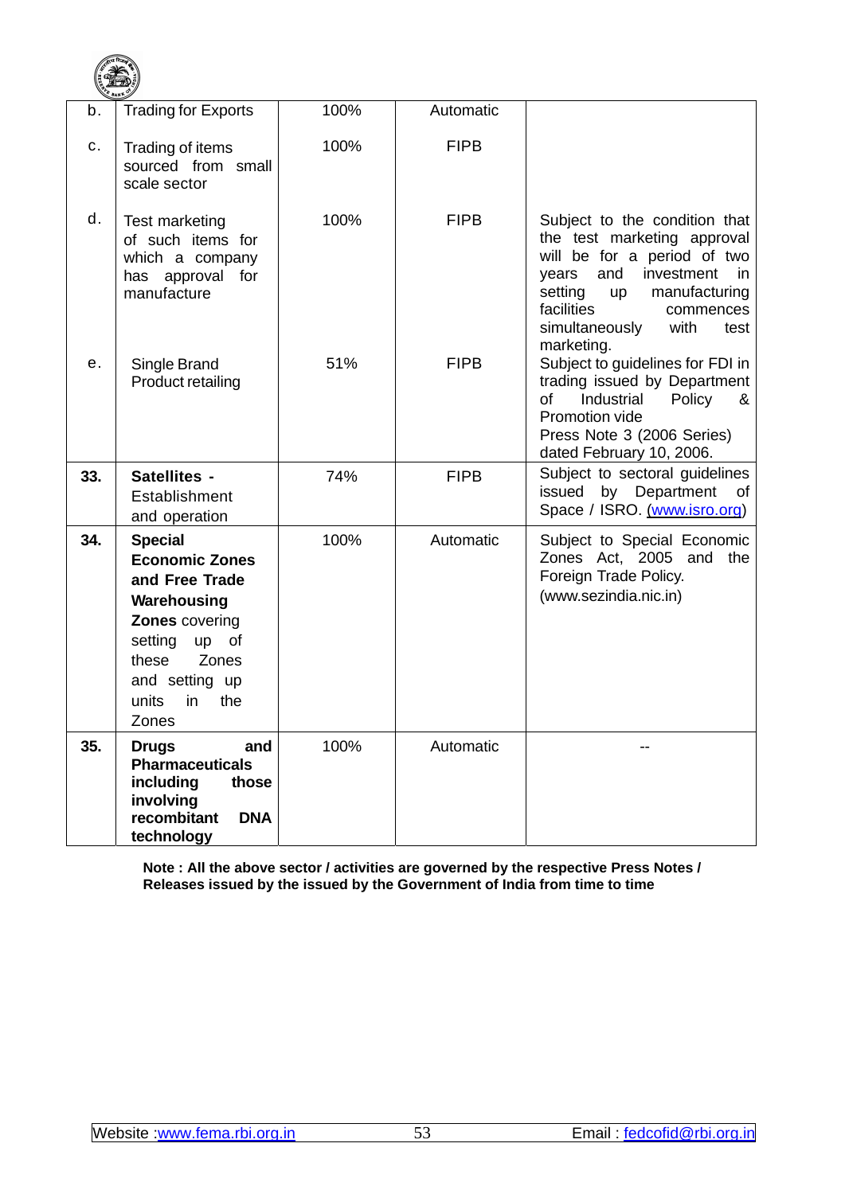| | | | | |
|---|---|---|---|---|
| b. | Trading for Exports | 100% | Automatic | |
| c. | Trading of items sourced from small scale sector | 100% | FIPB | |
| d. | Test marketing of such items for which a company has approval for manufacture | 100% | FIPB | Subject to the condition that the test marketing approval will be for a period of two years and investment in setting up manufacturing facilities commences simultaneously with test marketing. |
| e. | Single Brand Product retailing | 51% | FIPB | Subject to guidelines for FDI in trading issued by Department of Industrial Policy & Promotion vide Press Note 3 (2006 Series) dated February 10, 2006. |
| **33.** | **Satellites -** Establishment and operation | 74% | FIPB | Subject to sectoral guidelines issued by Department of Space / ISRO. (www.isro.org) |
| **34.** | **Special Economic Zones and Free Trade Warehousing Zones** covering setting up of these Zones and setting up units in the Zones | 100% | Automatic | Subject to Special Economic Zones Act, 2005 and the Foreign Trade Policy. (www.sezindia.nic.in) |
| **35.** | **Drugs and Pharmaceuticals including those involving recombitant DNA technology** | 100% | Automatic | -- |

**Note : All the above sector / activities are governed by the respective Press Notes / Releases issued by the issued by the Government of India from time to time**